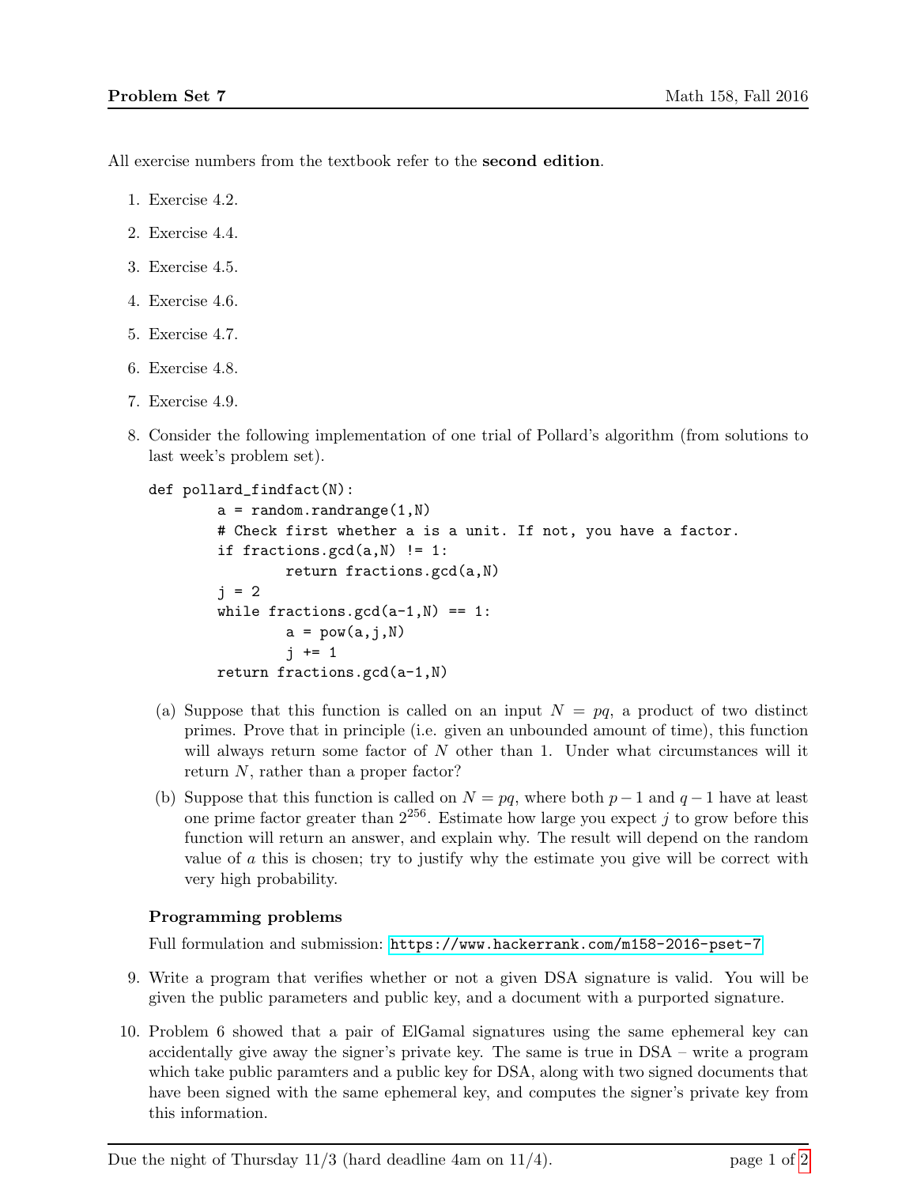All exercise numbers from the textbook refer to the **second edition**.

1. Exercise 4.2.
2. Exercise 4.4.
3. Exercise 4.5.
4. Exercise 4.6.
5. Exercise 4.7.
6. Exercise 4.8.
7. Exercise 4.9.
8. Consider the following implementation of one trial of Pollard's algorithm (from solutions to last week's problem set).

```
def pollard_findfact(N):
        a = random.randrange(1,N)
        # Check first whether a is a unit. If not, you have a factor.
        if fractions.gcd(a,N) != 1:
                return fractions.gcd(a,N)
        j = 2
        while fractions.gcd(a-1,N) == 1:
                a = pow(a,j,N)
                j += 1
        return fractions.gcd(a-1,N)
```

   (a) Suppose that this function is called on an input $N = pq$, a product of two distinct primes. Prove that in principle (i.e. given an unbounded amount of time), this function will always return some factor of $N$ other than 1. Under what circumstances will it return $N$, rather than a proper factor?

   (b) Suppose that this function is called on $N = pq$, where both $p-1$ and $q-1$ have at least one prime factor greater than $2^{256}$. Estimate how large you expect $j$ to grow before this function will return an answer, and explain why. The result will depend on the random value of $a$ this is chosen; try to justify why the estimate you give will be correct with very high probability.

**Programming problems**

Full formulation and submission: https://www.hackerrank.com/m158-2016-pset-7

9. Write a program that verifies whether or not a given DSA signature is valid. You will be given the public parameters and public key, and a document with a purported signature.

10. Problem 6 showed that a pair of ElGamal signatures using the same ephemeral key can accidentally give away the signer's private key. The same is true in DSA – write a program which take public paramters and a public key for DSA, along with two signed documents that have been signed with the same ephemeral key, and computes the signer's private key from this information.

Due the night of Thursday 11/3 (hard deadline 4am on 11/4).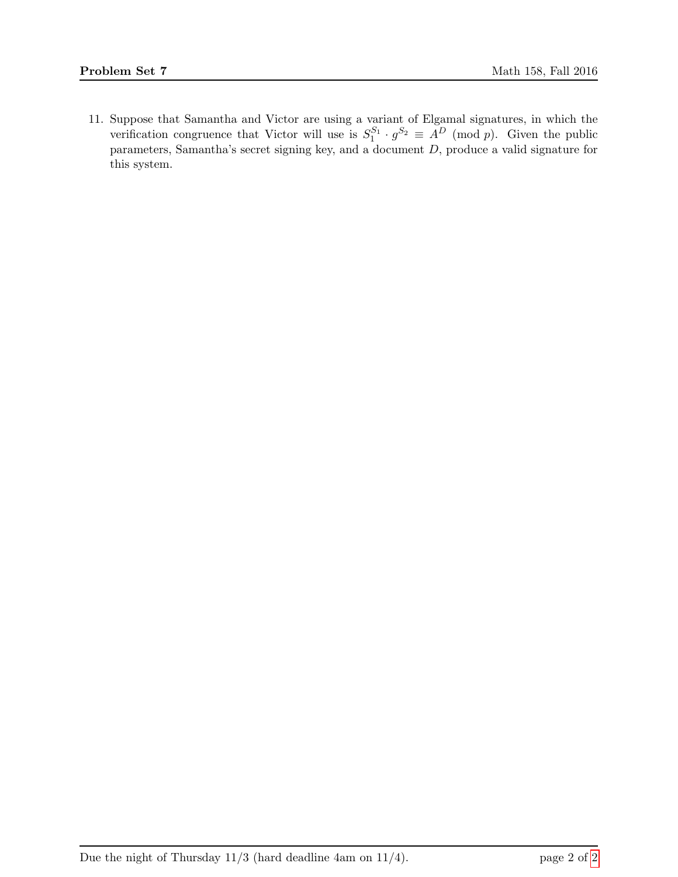11. Suppose that Samantha and Victor are using a variant of Elgamal signatures, in which the verification congruence that Victor will use is $S_1^{S_1} \cdot g^{S_2} \equiv A^D \pmod{p}$. Given the public parameters, Samantha's secret signing key, and a document $D$, produce a valid signature for this system.